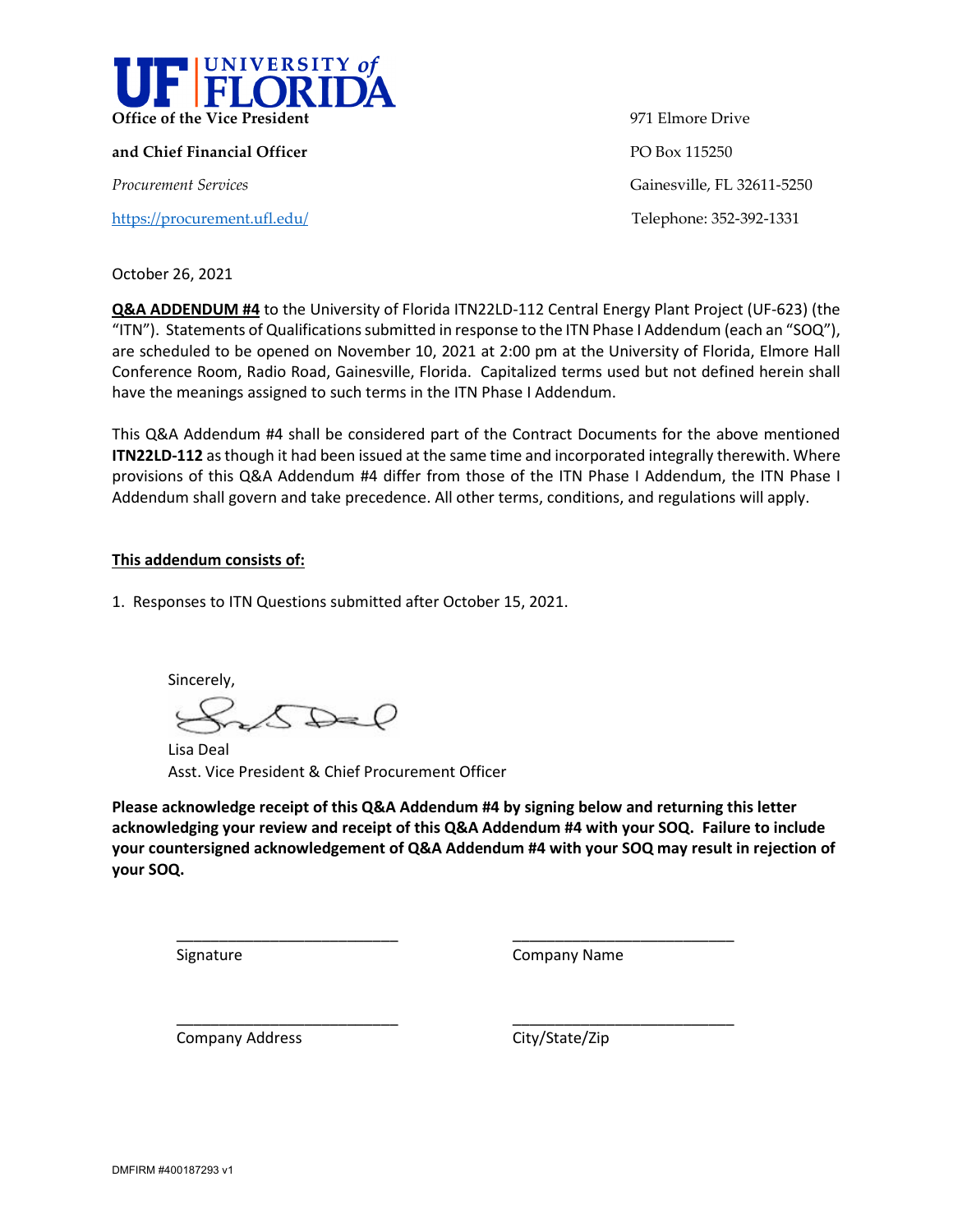**UF | UNIVERSITY of FLORIDA**

**Office of the Vice President**

**and Chief Financial Officer**

*Procurement Services*

https://procurement.ufl.edu/

971 Elmore Drive

PO Box 115250

Gainesville, FL 32611-5250

Telephone: 352-392-1331

October 26, 2021

**Q&A ADDENDUM #4** to the University of Florida ITN22LD-112 Central Energy Plant Project (UF-623) (the "ITN"). Statements of Qualifications submitted in response to the ITN Phase I Addendum (each an "SOQ"), are scheduled to be opened on November 10, 2021 at 2:00 pm at the University of Florida, Elmore Hall Conference Room, Radio Road, Gainesville, Florida. Capitalized terms used but not defined herein shall have the meanings assigned to such terms in the ITN Phase I Addendum.

This Q&A Addendum #4 shall be considered part of the Contract Documents for the above mentioned **ITN22LD-112** as though it had been issued at the same time and incorporated integrally therewith. Where provisions of this Q&A Addendum #4 differ from those of the ITN Phase I Addendum, the ITN Phase I Addendum shall govern and take precedence. All other terms, conditions, and regulations will apply.

**This addendum consists of:**

1. Responses to ITN Questions submitted after October 15, 2021.

Sincerely,

Lisa Deal
Asst. Vice President & Chief Procurement Officer

**Please acknowledge receipt of this Q&A Addendum #4 by signing below and returning this letter acknowledging your review and receipt of this Q&A Addendum #4 with your SOQ. Failure to include your countersigned acknowledgement of Q&A Addendum #4 with your SOQ may result in rejection of your SOQ.**

___________________________ Signature

___________________________ Company Name

___________________________ Company Address

___________________________ City/State/Zip

DMFIRM #400187293 v1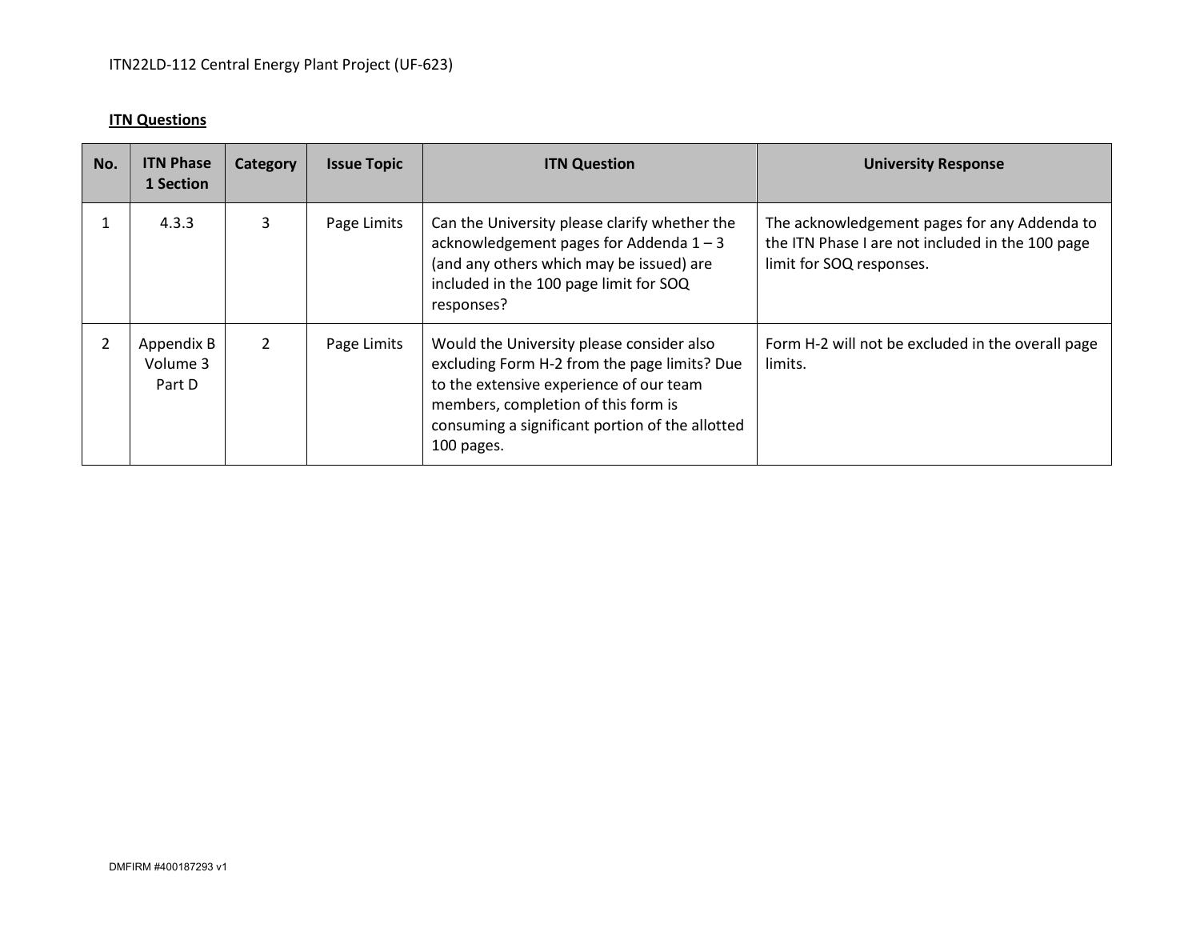ITN22LD-112 Central Energy Plant Project (UF-623)

**ITN Questions**

| No. | ITN Phase 1 Section | Category | Issue Topic | ITN Question | University Response |
|---|---|---|---|---|---|
| 1 | 4.3.3 | 3 | Page Limits | Can the University please clarify whether the acknowledgement pages for Addenda 1 – 3 (and any others which may be issued) are included in the 100 page limit for SOQ responses? | The acknowledgement pages for any Addenda to the ITN Phase I are not included in the 100 page limit for SOQ responses. |
| 2 | Appendix B Volume 3 Part D | 2 | Page Limits | Would the University please consider also excluding Form H-2 from the page limits? Due to the extensive experience of our team members, completion of this form is consuming a significant portion of the allotted 100 pages. | Form H-2 will not be excluded in the overall page limits. |

DMFIRM #400187293 v1